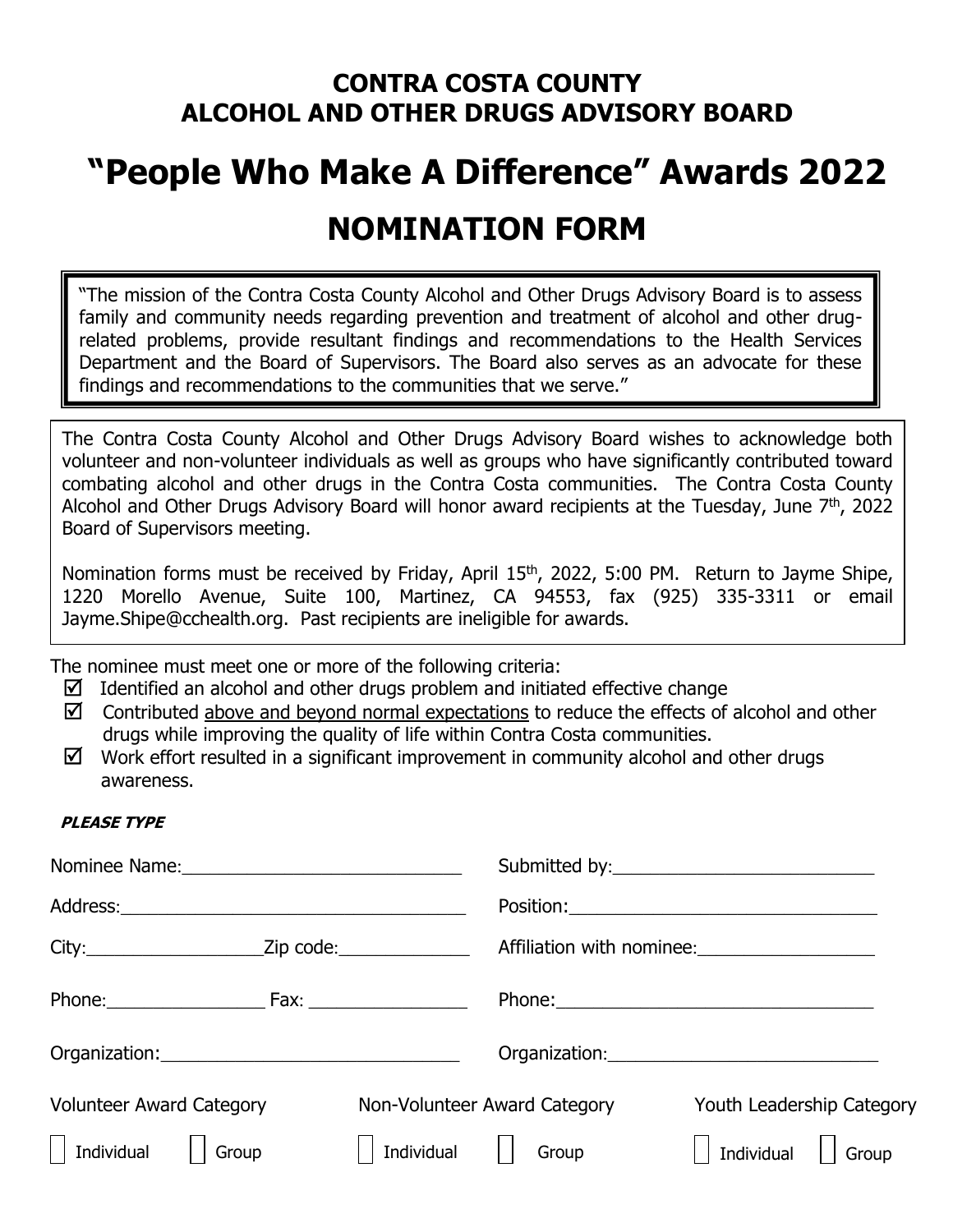# CONTRA COSTA COUNTY
# ALCOHOL AND OTHER DRUGS ADVISORY BOARD

# "People Who Make A Difference" Awards 2022

# NOMINATION FORM

"The mission of the Contra Costa County Alcohol and Other Drugs Advisory Board is to assess family and community needs regarding prevention and treatment of alcohol and other drug-related problems, provide resultant findings and recommendations to the Health Services Department and the Board of Supervisors. The Board also serves as an advocate for these findings and recommendations to the communities that we serve."

The Contra Costa County Alcohol and Other Drugs Advisory Board wishes to acknowledge both volunteer and non-volunteer individuals as well as groups who have significantly contributed toward combating alcohol and other drugs in the Contra Costa communities. The Contra Costa County Alcohol and Other Drugs Advisory Board will honor award recipients at the Tuesday, June 7th, 2022 Board of Supervisors meeting.

Nomination forms must be received by Friday, April 15th, 2022, 5:00 PM. Return to Jayme Shipe, 1220 Morello Avenue, Suite 100, Martinez, CA 94553, fax (925) 335-3311 or email Jayme.Shipe@cchealth.org. Past recipients are ineligible for awards.

The nominee must meet one or more of the following criteria:

- ☑ Identified an alcohol and other drugs problem and initiated effective change
- ☑ Contributed <u>above and beyond normal expectations</u> to reduce the effects of alcohol and other drugs while improving the quality of life within Contra Costa communities.
- ☑ Work effort resulted in a significant improvement in community alcohol and other drugs awareness.

***PLEASE TYPE***

Nominee Name:____________________________ Submitted by:__________________________

Address:___________________________________ Position:_______________________________

City:_________________Zip code:_____________ Affiliation with nominee:_________________

Phone:________________ Fax: ________________ Phone:_________________________________

Organization:______________________________ Organization:____________________________

| Volunteer Award Category | | Non-Volunteer Award Category | | Youth Leadership Category | |
|---|---|---|---|---|---|
| ☐ Individual | ☐ Group | ☐ Individual | ☐ Group | ☐ Individual | ☐ Group |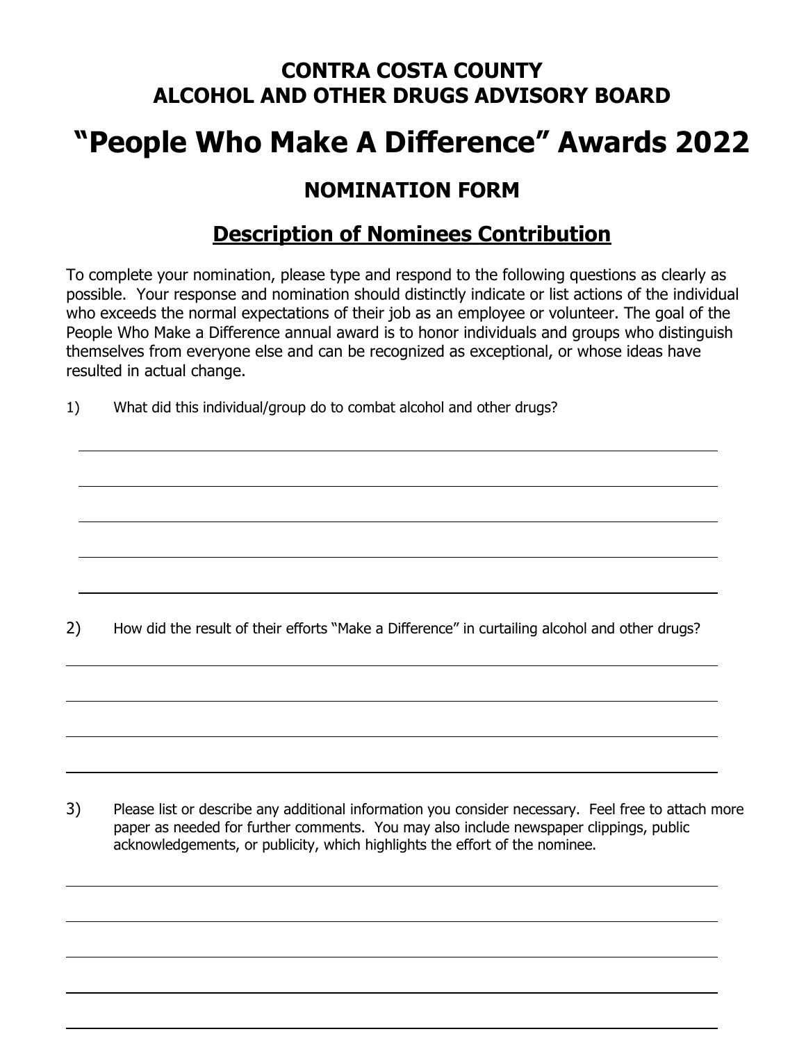## CONTRA COSTA COUNTY
## ALCOHOL AND OTHER DRUGS ADVISORY BOARD

# "People Who Make A Difference" Awards 2022

## NOMINATION FORM

## Description of Nominees Contribution

To complete your nomination, please type and respond to the following questions as clearly as possible. Your response and nomination should distinctly indicate or list actions of the individual who exceeds the normal expectations of their job as an employee or volunteer. The goal of the People Who Make a Difference annual award is to honor individuals and groups who distinguish themselves from everyone else and can be recognized as exceptional, or whose ideas have resulted in actual change.

1) What did this individual/group do to combat alcohol and other drugs?

2) How did the result of their efforts "Make a Difference" in curtailing alcohol and other drugs?

3) Please list or describe any additional information you consider necessary. Feel free to attach more paper as needed for further comments. You may also include newspaper clippings, public acknowledgements, or publicity, which highlights the effort of the nominee.